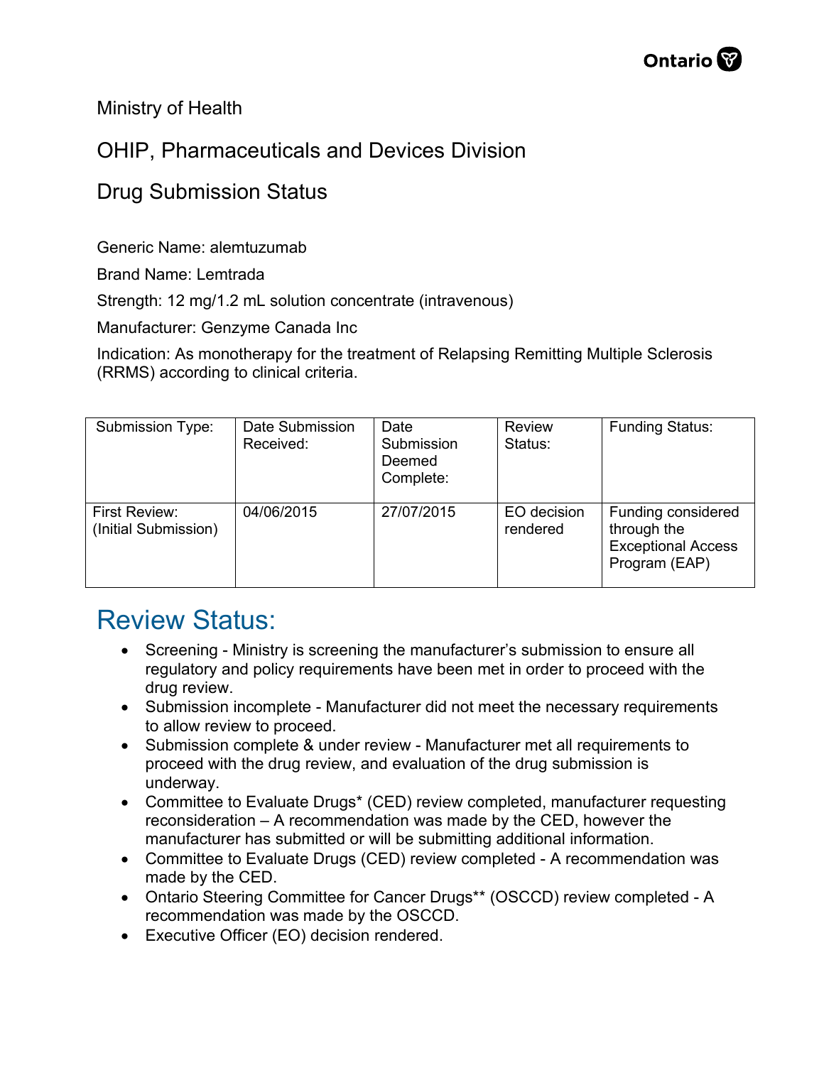Ministry of Health

OHIP, Pharmaceuticals and Devices Division

Drug Submission Status

Generic Name: alemtuzumab

Brand Name: Lemtrada

Strength: 12 mg/1.2 mL solution concentrate (intravenous)

Manufacturer: Genzyme Canada Inc

Indication: As monotherapy for the treatment of Relapsing Remitting Multiple Sclerosis (RRMS) according to clinical criteria.

| Submission Type: | Date Submission Received: | Date Submission Deemed Complete: | Review Status: | Funding Status: |
|---|---|---|---|---|
| First Review: (Initial Submission) | 04/06/2015 | 27/07/2015 | EO decision rendered | Funding considered through the Exceptional Access Program (EAP) |

# Review Status:

- Screening - Ministry is screening the manufacturer's submission to ensure all regulatory and policy requirements have been met in order to proceed with the drug review.
- Submission incomplete - Manufacturer did not meet the necessary requirements to allow review to proceed.
- Submission complete & under review - Manufacturer met all requirements to proceed with the drug review, and evaluation of the drug submission is underway.
- Committee to Evaluate Drugs* (CED) review completed, manufacturer requesting reconsideration – A recommendation was made by the CED, however the manufacturer has submitted or will be submitting additional information.
- Committee to Evaluate Drugs (CED) review completed - A recommendation was made by the CED.
- Ontario Steering Committee for Cancer Drugs** (OSCCD) review completed - A recommendation was made by the OSCCD.
- Executive Officer (EO) decision rendered.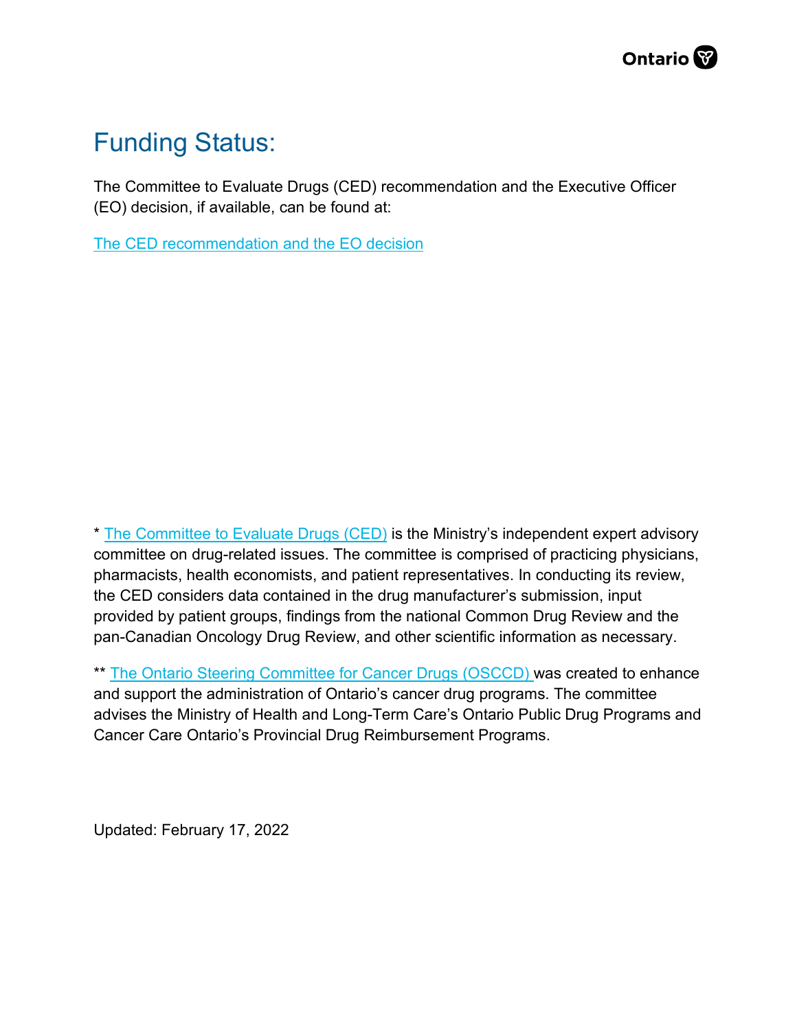## Funding Status:

The Committee to Evaluate Drugs (CED) recommendation and the Executive Officer (EO) decision, if available, can be found at:

The CED recommendation and the EO decision

* The Committee to Evaluate Drugs (CED) is the Ministry's independent expert advisory committee on drug-related issues. The committee is comprised of practicing physicians, pharmacists, health economists, and patient representatives. In conducting its review, the CED considers data contained in the drug manufacturer's submission, input provided by patient groups, findings from the national Common Drug Review and the pan-Canadian Oncology Drug Review, and other scientific information as necessary.

** The Ontario Steering Committee for Cancer Drugs (OSCCD) was created to enhance and support the administration of Ontario's cancer drug programs. The committee advises the Ministry of Health and Long-Term Care's Ontario Public Drug Programs and Cancer Care Ontario's Provincial Drug Reimbursement Programs.

Updated: February 17, 2022